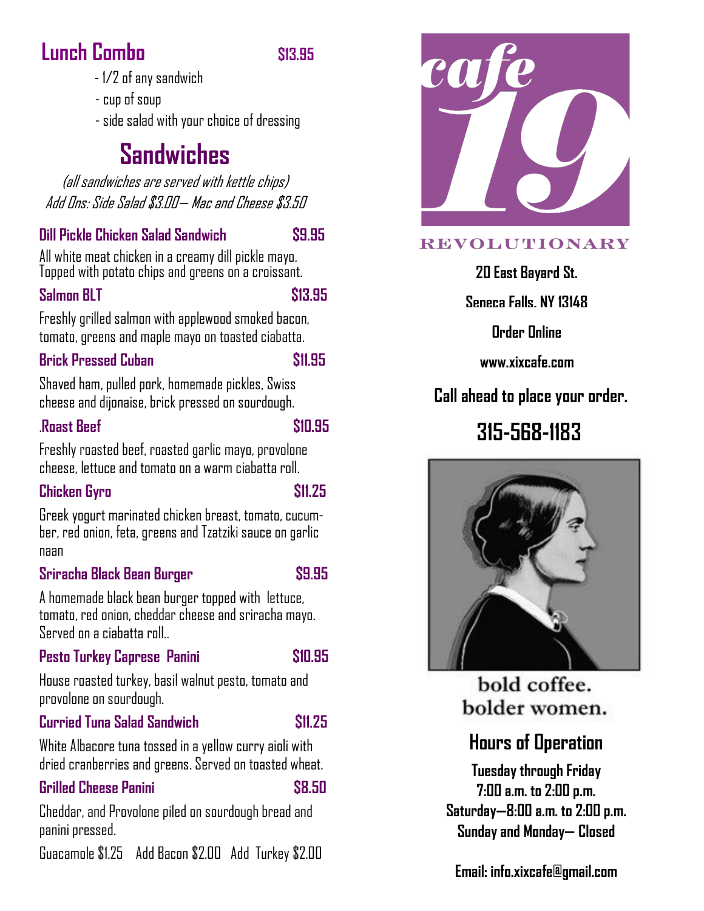## Lunch Combo $13.95

- 1/2 of any sandwich
- cup of soup
- side salad with your choice of dressing

# Sandwiches

*(all sandwiches are served with kettle chips)*

*Add Ons: Side Salad $3.00— Mac and Cheese $3.50*

### Dill Pickle Chicken Salad Sandwich $9.95

All white meat chicken in a creamy dill pickle mayo. Topped with potato chips and greens on a croissant.

### Salmon BLT $13.95

Freshly grilled salmon with applewood smoked bacon, tomato, greens and maple mayo on toasted ciabatta.

### Brick Pressed Cuban $11.95

Shaved ham, pulled pork, homemade pickles, Swiss cheese and dijonaise, brick pressed on sourdough.

### .Roast Beef $10.95

Freshly roasted beef, roasted garlic mayo, provolone cheese, lettuce and tomato on a warm ciabatta roll.

### Chicken Gyro $11.25

Greek yogurt marinated chicken breast, tomato, cucumber, red onion, feta, greens and Tzatziki sauce on garlic naan

### Sriracha Black Bean Burger $9.95

A homemade black bean burger topped with lettuce, tomato, red onion, cheddar cheese and sriracha mayo. Served on a ciabatta roll..

### Pesto Turkey Caprese Panini $10.95

House roasted turkey, basil walnut pesto, tomato and provolone on sourdough.

### Curried Tuna Salad Sandwich $11.25

White Albacore tuna tossed in a yellow curry aioli with dried cranberries and greens. Served on toasted wheat.

### Grilled Cheese Panini $8.50

Cheddar, and Provolone piled on sourdough bread and panini pressed.

Guacamole $1.25 Add Bacon $2.00 Add Turkey $2.00

cafe 19

REVOLUTIONARY

**20 East Bayard St.**

**Seneca Falls. NY 13148**

**Order Online**

**www.xixcafe.com**

**Call ahead to place your order.**

## 315-568-1183

bold coffee.
bolder women.

## Hours of Operation

**Tuesday through Friday**
**7:00 a.m. to 2:00 p.m.**
**Saturday—8:00 a.m. to 2:00 p.m.**
**Sunday and Monday— Closed**

**Email: info.xixcafe@gmail.com**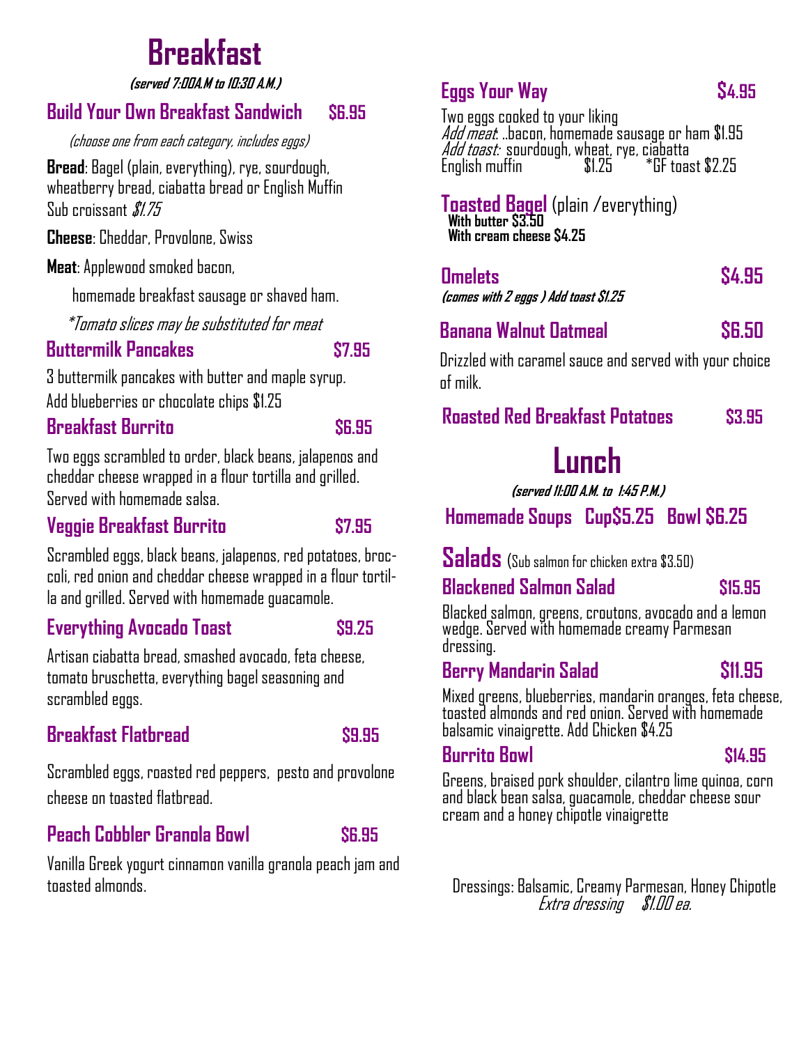# Breakfast

***(served 7:00A.M to 10:30 A.M.)***

## Build Your Own Breakfast Sandwich $6.95

*(choose one from each category, includes eggs)*

**Bread**: Bagel (plain, everything), rye, sourdough, wheatberry bread, ciabatta bread or English Muffin
Sub croissant *$1.75*

**Cheese**: Cheddar, Provolone, Swiss

**Meat**: Applewood smoked bacon,

homemade breakfast sausage or shaved ham.

**Tomato slices may be substituted for meat*

## Buttermilk Pancakes $7.95

3 buttermilk pancakes with butter and maple syrup.
Add blueberries or chocolate chips $1.25

## Breakfast Burrito $6.95

Two eggs scrambled to order, black beans, jalapenos and cheddar cheese wrapped in a flour tortilla and grilled. Served with homemade salsa.

## Veggie Breakfast Burrito $7.95

Scrambled eggs, black beans, jalapenos, red potatoes, broccoli, red onion and cheddar cheese wrapped in a flour tortilla and grilled. Served with homemade guacamole.

## Everything Avocado Toast $9.25

Artisan ciabatta bread, smashed avocado, feta cheese, tomato bruschetta, everything bagel seasoning and scrambled eggs.

## Breakfast Flatbread $9.95

Scrambled eggs, roasted red peppers, pesto and provolone cheese on toasted flatbread.

## Peach Cobbler Granola Bowl $6.95

Vanilla Greek yogurt cinnamon vanilla granola peach jam and toasted almonds.

## Eggs Your Way $4.95

Two eggs cooked to your liking
*Add meat*: ..bacon, homemade sausage or ham $1.95
*Add toast:* sourdough, wheat, rye, ciabatta
English muffin $1.25 *GF toast $2.25

## Toasted Bagel (plain /everything)

**With butter $3.50**
**With cream cheese $4.25**

## Omelets $4.95

***(comes with 2 eggs ) Add toast $1.25***

## Banana Walnut Oatmeal $6.50

Drizzled with caramel sauce and served with your choice of milk.

## Roasted Red Breakfast Potatoes $3.95

# Lunch

***(served 11:00 A.M. to 1:45 P.M.)***

## Homemade Soups Cup$5.25 Bowl $6.25

## Salads (Sub salmon for chicken extra $3.50)

## Blackened Salmon Salad $15.95

Blacked salmon, greens, croutons, avocado and a lemon wedge. Served with homemade creamy Parmesan dressing.

## Berry Mandarin Salad $11.95

Mixed greens, blueberries, mandarin oranges, feta cheese, toasted almonds and red onion. Served with homemade balsamic vinaigrette. Add Chicken $4.25

## Burrito Bowl $14.95

Greens, braised pork shoulder, cilantro lime quinoa, corn and black bean salsa, guacamole, cheddar cheese sour cream and a honey chipotle vinaigrette

Dressings: Balsamic, Creamy Parmesan, Honey Chipotle
*Extra dressing $1.00 ea.*